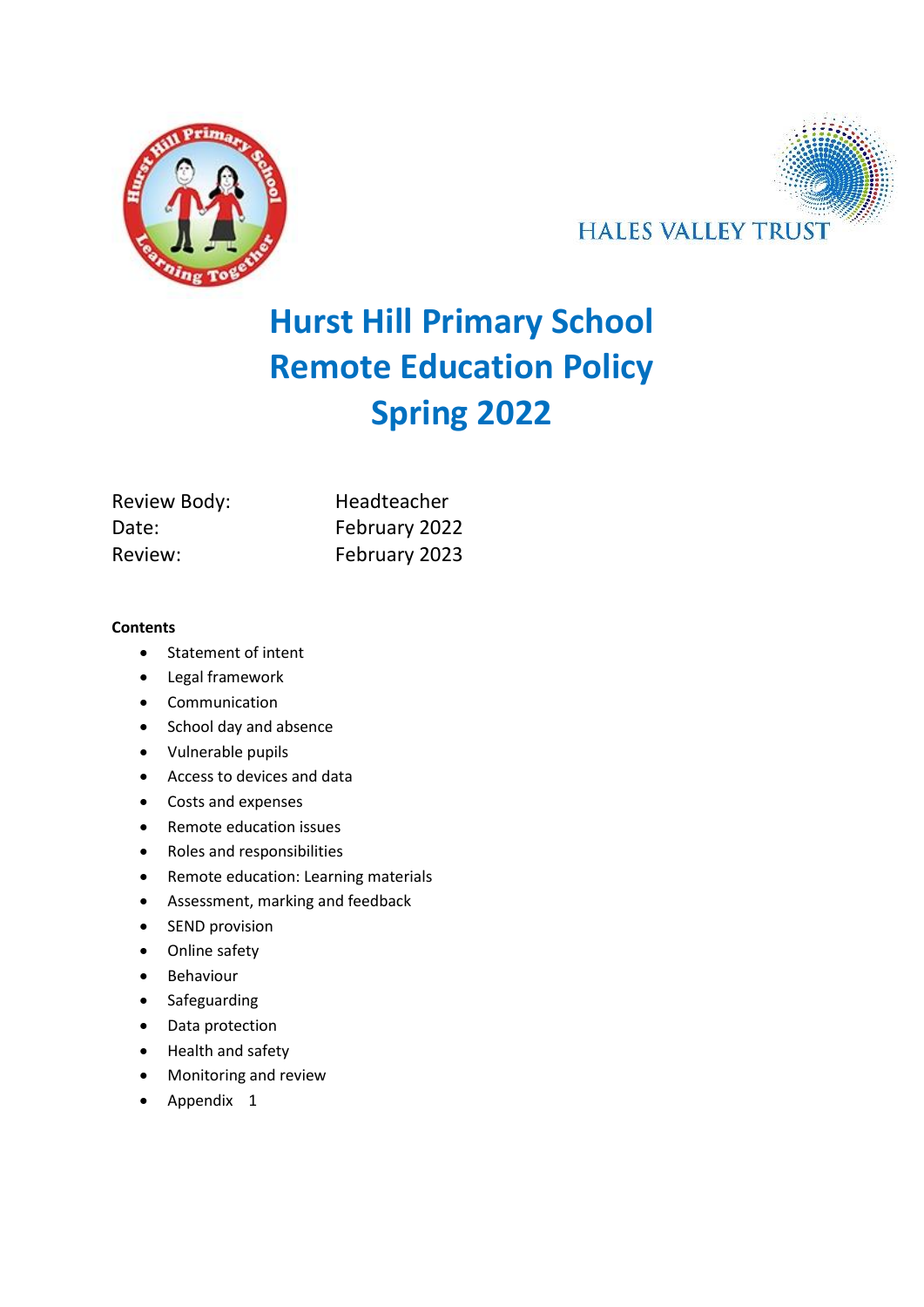HALES VALLEY TRUST

# Hurst Hill Primary School
# Remote Education Policy
# Spring 2022

| | |
|---|---|
| Review Body: | Headteacher |
| Date: | February 2022 |
| Review: | February 2023 |

**Contents**

- Statement of intent
- Legal framework
- Communication
- School day and absence
- Vulnerable pupils
- Access to devices and data
- Costs and expenses
- Remote education issues
- Roles and responsibilities
- Remote education: Learning materials
- Assessment, marking and feedback
- SEND provision
- Online safety
- Behaviour
- Safeguarding
- Data protection
- Health and safety
- Monitoring and review
- Appendix 1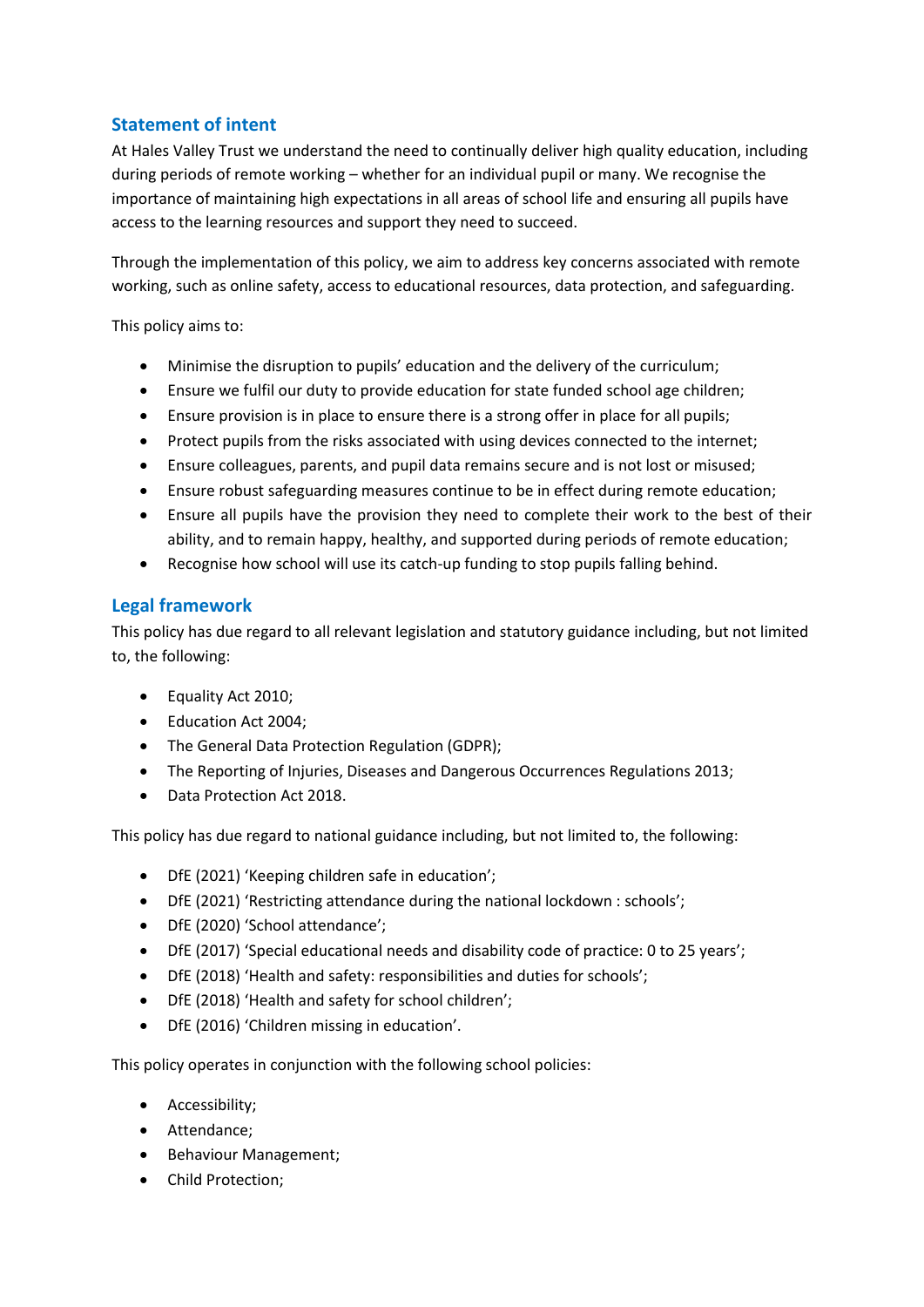## Statement of intent

At Hales Valley Trust we understand the need to continually deliver high quality education, including during periods of remote working – whether for an individual pupil or many. We recognise the importance of maintaining high expectations in all areas of school life and ensuring all pupils have access to the learning resources and support they need to succeed.

Through the implementation of this policy, we aim to address key concerns associated with remote working, such as online safety, access to educational resources, data protection, and safeguarding.

This policy aims to:

- Minimise the disruption to pupils' education and the delivery of the curriculum;
- Ensure we fulfil our duty to provide education for state funded school age children;
- Ensure provision is in place to ensure there is a strong offer in place for all pupils;
- Protect pupils from the risks associated with using devices connected to the internet;
- Ensure colleagues, parents, and pupil data remains secure and is not lost or misused;
- Ensure robust safeguarding measures continue to be in effect during remote education;
- Ensure all pupils have the provision they need to complete their work to the best of their ability, and to remain happy, healthy, and supported during periods of remote education;
- Recognise how school will use its catch-up funding to stop pupils falling behind.

## Legal framework

This policy has due regard to all relevant legislation and statutory guidance including, but not limited to, the following:

- Equality Act 2010;
- Education Act 2004;
- The General Data Protection Regulation (GDPR);
- The Reporting of Injuries, Diseases and Dangerous Occurrences Regulations 2013;
- Data Protection Act 2018.

This policy has due regard to national guidance including, but not limited to, the following:

- DfE (2021) 'Keeping children safe in education';
- DfE (2021) 'Restricting attendance during the national lockdown : schools';
- DfE (2020) 'School attendance';
- DfE (2017) 'Special educational needs and disability code of practice: 0 to 25 years';
- DfE (2018) 'Health and safety: responsibilities and duties for schools';
- DfE (2018) 'Health and safety for school children';
- DfE (2016) 'Children missing in education'.

This policy operates in conjunction with the following school policies:

- Accessibility;
- Attendance;
- Behaviour Management;
- Child Protection;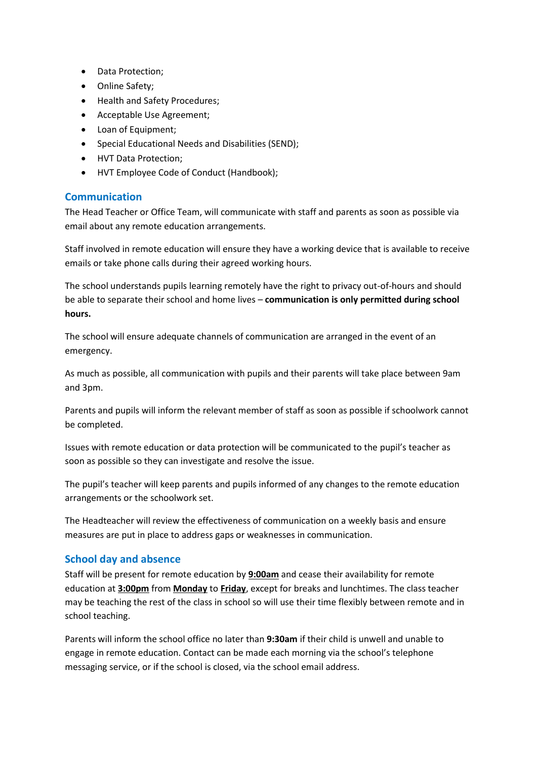- Data Protection;
- Online Safety;
- Health and Safety Procedures;
- Acceptable Use Agreement;
- Loan of Equipment;
- Special Educational Needs and Disabilities (SEND);
- HVT Data Protection;
- HVT Employee Code of Conduct (Handbook);

## Communication

The Head Teacher or Office Team, will communicate with staff and parents as soon as possible via email about any remote education arrangements.

Staff involved in remote education will ensure they have a working device that is available to receive emails or take phone calls during their agreed working hours.

The school understands pupils learning remotely have the right to privacy out-of-hours and should be able to separate their school and home lives – **communication is only permitted during school hours.**

The school will ensure adequate channels of communication are arranged in the event of an emergency.

As much as possible, all communication with pupils and their parents will take place between 9am and 3pm.

Parents and pupils will inform the relevant member of staff as soon as possible if schoolwork cannot be completed.

Issues with remote education or data protection will be communicated to the pupil's teacher as soon as possible so they can investigate and resolve the issue.

The pupil's teacher will keep parents and pupils informed of any changes to the remote education arrangements or the schoolwork set.

The Headteacher will review the effectiveness of communication on a weekly basis and ensure measures are put in place to address gaps or weaknesses in communication.

## School day and absence

Staff will be present for remote education by **9:00am** and cease their availability for remote education at **3:00pm** from **Monday** to **Friday**, except for breaks and lunchtimes. The class teacher may be teaching the rest of the class in school so will use their time flexibly between remote and in school teaching.

Parents will inform the school office no later than **9:30am** if their child is unwell and unable to engage in remote education. Contact can be made each morning via the school's telephone messaging service, or if the school is closed, via the school email address.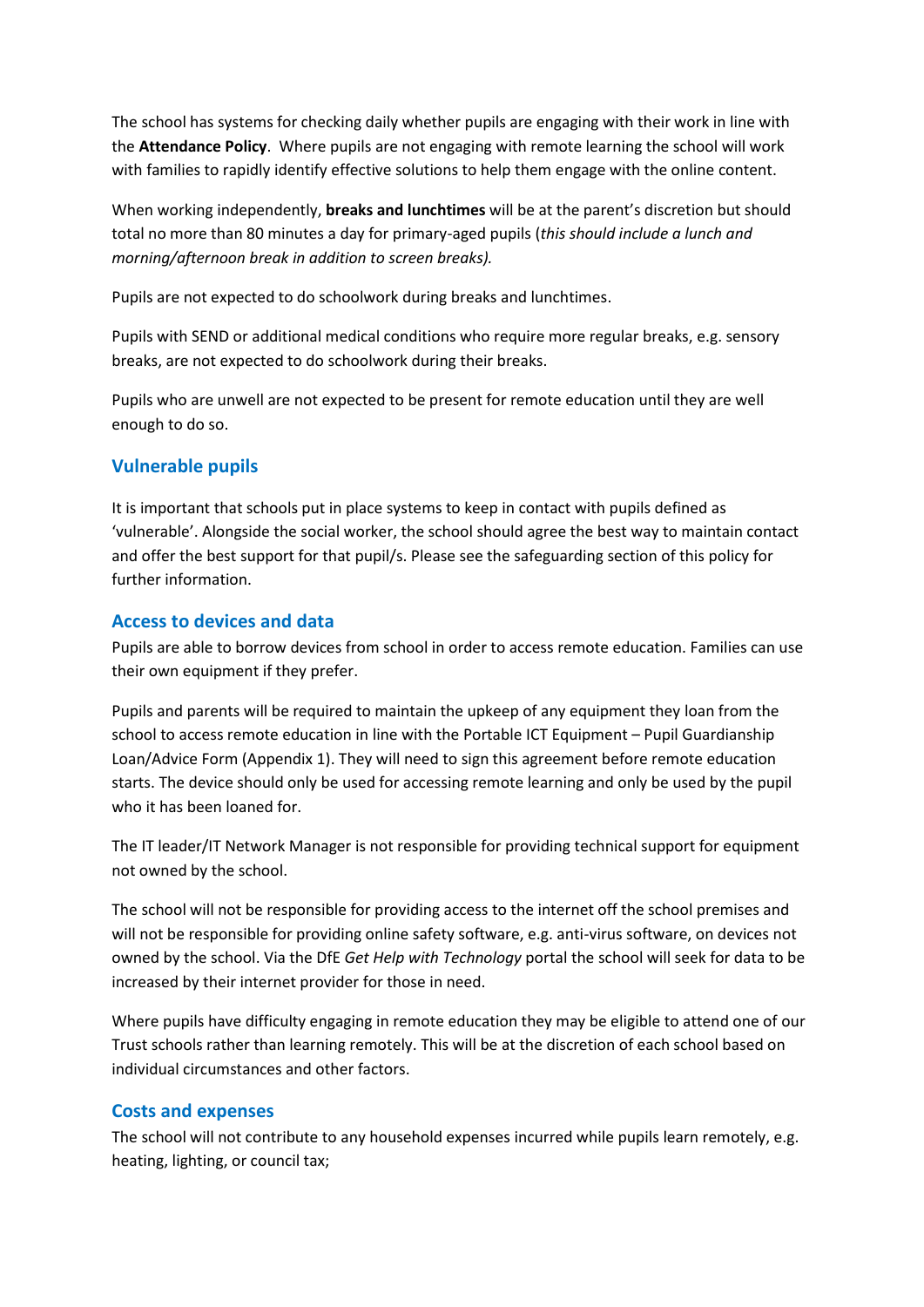The school has systems for checking daily whether pupils are engaging with their work in line with the **Attendance Policy**. Where pupils are not engaging with remote learning the school will work with families to rapidly identify effective solutions to help them engage with the online content.

When working independently, **breaks and lunchtimes** will be at the parent's discretion but should total no more than 80 minutes a day for primary-aged pupils (*this should include a lunch and morning/afternoon break in addition to screen breaks).*

Pupils are not expected to do schoolwork during breaks and lunchtimes.

Pupils with SEND or additional medical conditions who require more regular breaks, e.g. sensory breaks, are not expected to do schoolwork during their breaks.

Pupils who are unwell are not expected to be present for remote education until they are well enough to do so.

## Vulnerable pupils

It is important that schools put in place systems to keep in contact with pupils defined as 'vulnerable'. Alongside the social worker, the school should agree the best way to maintain contact and offer the best support for that pupil/s. Please see the safeguarding section of this policy for further information.

## Access to devices and data

Pupils are able to borrow devices from school in order to access remote education. Families can use their own equipment if they prefer.

Pupils and parents will be required to maintain the upkeep of any equipment they loan from the school to access remote education in line with the Portable ICT Equipment – Pupil Guardianship Loan/Advice Form (Appendix 1). They will need to sign this agreement before remote education starts. The device should only be used for accessing remote learning and only be used by the pupil who it has been loaned for.

The IT leader/IT Network Manager is not responsible for providing technical support for equipment not owned by the school.

The school will not be responsible for providing access to the internet off the school premises and will not be responsible for providing online safety software, e.g. anti-virus software, on devices not owned by the school. Via the DfE *Get Help with Technology* portal the school will seek for data to be increased by their internet provider for those in need.

Where pupils have difficulty engaging in remote education they may be eligible to attend one of our Trust schools rather than learning remotely. This will be at the discretion of each school based on individual circumstances and other factors.

## Costs and expenses

The school will not contribute to any household expenses incurred while pupils learn remotely, e.g. heating, lighting, or council tax;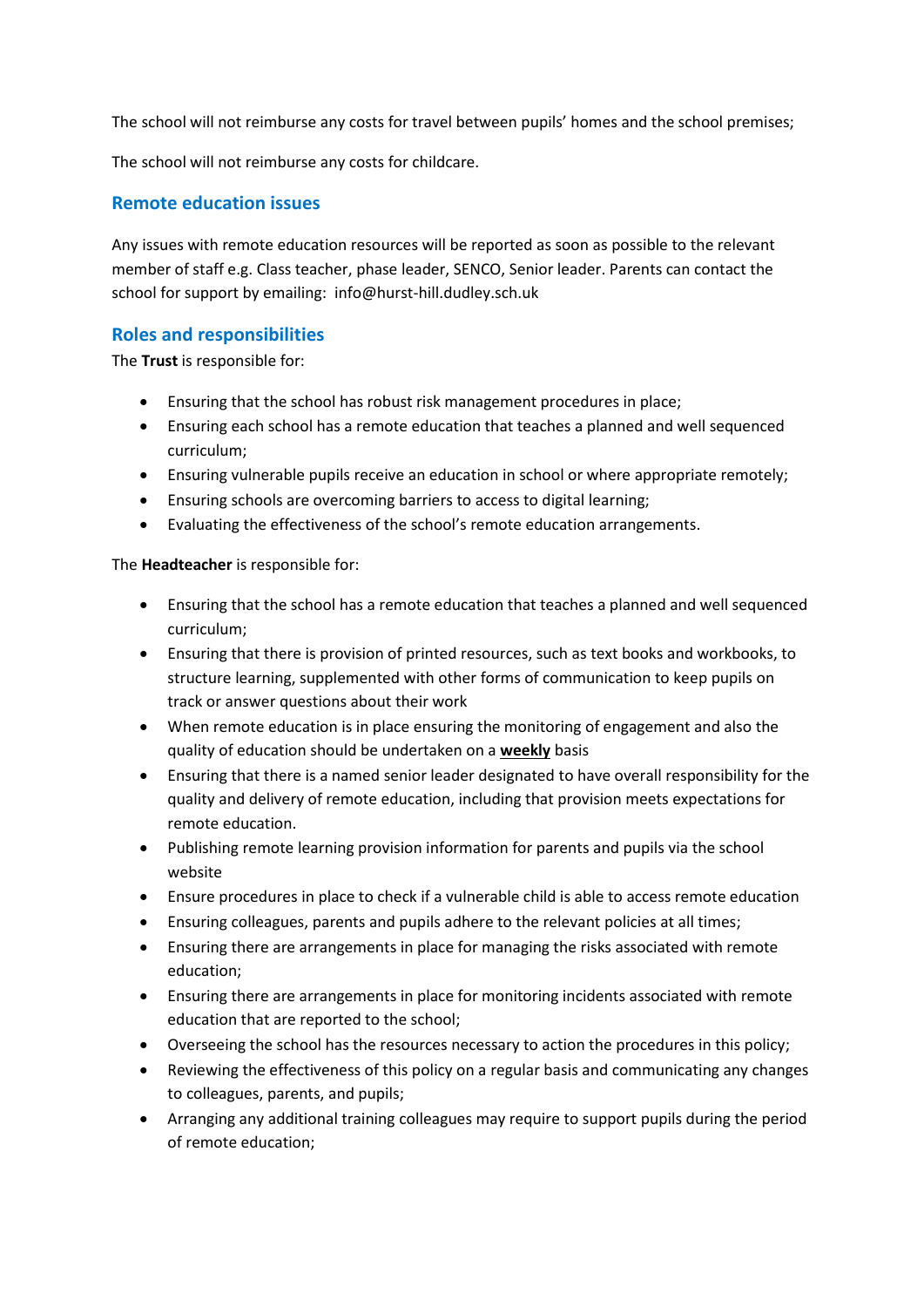The school will not reimburse any costs for travel between pupils' homes and the school premises;

The school will not reimburse any costs for childcare.

## Remote education issues

Any issues with remote education resources will be reported as soon as possible to the relevant member of staff e.g. Class teacher, phase leader, SENCO, Senior leader. Parents can contact the school for support by emailing: info@hurst-hill.dudley.sch.uk

## Roles and responsibilities

The **Trust** is responsible for:

- Ensuring that the school has robust risk management procedures in place;
- Ensuring each school has a remote education that teaches a planned and well sequenced curriculum;
- Ensuring vulnerable pupils receive an education in school or where appropriate remotely;
- Ensuring schools are overcoming barriers to access to digital learning;
- Evaluating the effectiveness of the school's remote education arrangements.

The **Headteacher** is responsible for:

- Ensuring that the school has a remote education that teaches a planned and well sequenced curriculum;
- Ensuring that there is provision of printed resources, such as text books and workbooks, to structure learning, supplemented with other forms of communication to keep pupils on track or answer questions about their work
- When remote education is in place ensuring the monitoring of engagement and also the quality of education should be undertaken on a **weekly** basis
- Ensuring that there is a named senior leader designated to have overall responsibility for the quality and delivery of remote education, including that provision meets expectations for remote education.
- Publishing remote learning provision information for parents and pupils via the school website
- Ensure procedures in place to check if a vulnerable child is able to access remote education
- Ensuring colleagues, parents and pupils adhere to the relevant policies at all times;
- Ensuring there are arrangements in place for managing the risks associated with remote education;
- Ensuring there are arrangements in place for monitoring incidents associated with remote education that are reported to the school;
- Overseeing the school has the resources necessary to action the procedures in this policy;
- Reviewing the effectiveness of this policy on a regular basis and communicating any changes to colleagues, parents, and pupils;
- Arranging any additional training colleagues may require to support pupils during the period of remote education;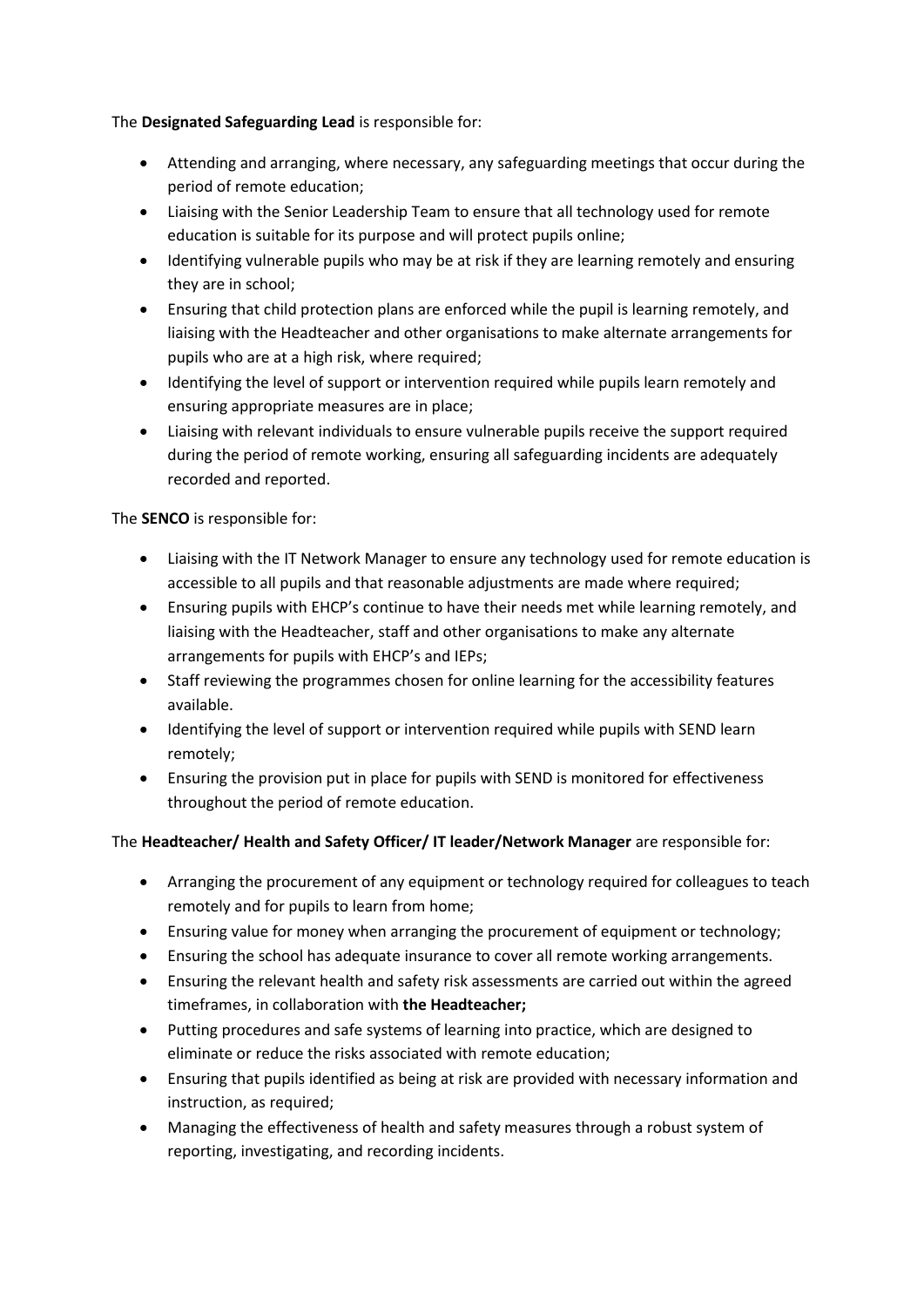The **Designated Safeguarding Lead** is responsible for:

- Attending and arranging, where necessary, any safeguarding meetings that occur during the period of remote education;
- Liaising with the Senior Leadership Team to ensure that all technology used for remote education is suitable for its purpose and will protect pupils online;
- Identifying vulnerable pupils who may be at risk if they are learning remotely and ensuring they are in school;
- Ensuring that child protection plans are enforced while the pupil is learning remotely, and liaising with the Headteacher and other organisations to make alternate arrangements for pupils who are at a high risk, where required;
- Identifying the level of support or intervention required while pupils learn remotely and ensuring appropriate measures are in place;
- Liaising with relevant individuals to ensure vulnerable pupils receive the support required during the period of remote working, ensuring all safeguarding incidents are adequately recorded and reported.

The **SENCO** is responsible for:

- Liaising with the IT Network Manager to ensure any technology used for remote education is accessible to all pupils and that reasonable adjustments are made where required;
- Ensuring pupils with EHCP's continue to have their needs met while learning remotely, and liaising with the Headteacher, staff and other organisations to make any alternate arrangements for pupils with EHCP's and IEPs;
- Staff reviewing the programmes chosen for online learning for the accessibility features available.
- Identifying the level of support or intervention required while pupils with SEND learn remotely;
- Ensuring the provision put in place for pupils with SEND is monitored for effectiveness throughout the period of remote education.

The **Headteacher/ Health and Safety Officer/ IT leader/Network Manager** are responsible for:

- Arranging the procurement of any equipment or technology required for colleagues to teach remotely and for pupils to learn from home;
- Ensuring value for money when arranging the procurement of equipment or technology;
- Ensuring the school has adequate insurance to cover all remote working arrangements.
- Ensuring the relevant health and safety risk assessments are carried out within the agreed timeframes, in collaboration with **the Headteacher;**
- Putting procedures and safe systems of learning into practice, which are designed to eliminate or reduce the risks associated with remote education;
- Ensuring that pupils identified as being at risk are provided with necessary information and instruction, as required;
- Managing the effectiveness of health and safety measures through a robust system of reporting, investigating, and recording incidents.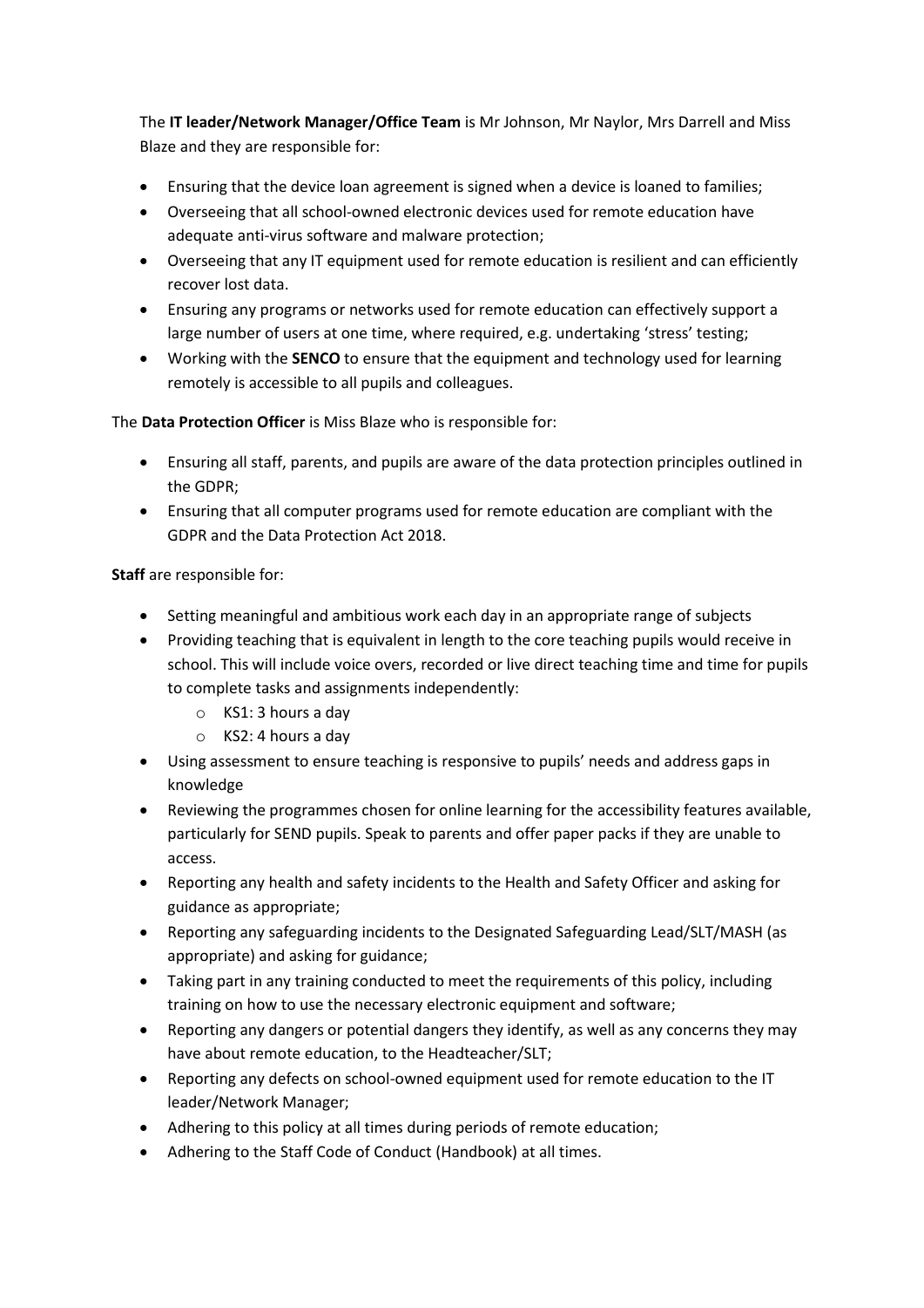The **IT leader/Network Manager/Office Team** is Mr Johnson, Mr Naylor, Mrs Darrell and Miss Blaze and they are responsible for:

- Ensuring that the device loan agreement is signed when a device is loaned to families;
- Overseeing that all school-owned electronic devices used for remote education have adequate anti-virus software and malware protection;
- Overseeing that any IT equipment used for remote education is resilient and can efficiently recover lost data.
- Ensuring any programs or networks used for remote education can effectively support a large number of users at one time, where required, e.g. undertaking 'stress' testing;
- Working with the **SENCO** to ensure that the equipment and technology used for learning remotely is accessible to all pupils and colleagues.

The **Data Protection Officer** is Miss Blaze who is responsible for:

- Ensuring all staff, parents, and pupils are aware of the data protection principles outlined in the GDPR;
- Ensuring that all computer programs used for remote education are compliant with the GDPR and the Data Protection Act 2018.

**Staff** are responsible for:

- Setting meaningful and ambitious work each day in an appropriate range of subjects
- Providing teaching that is equivalent in length to the core teaching pupils would receive in school. This will include voice overs, recorded or live direct teaching time and time for pupils to complete tasks and assignments independently:
  - KS1: 3 hours a day
  - KS2: 4 hours a day
- Using assessment to ensure teaching is responsive to pupils' needs and address gaps in knowledge
- Reviewing the programmes chosen for online learning for the accessibility features available, particularly for SEND pupils. Speak to parents and offer paper packs if they are unable to access.
- Reporting any health and safety incidents to the Health and Safety Officer and asking for guidance as appropriate;
- Reporting any safeguarding incidents to the Designated Safeguarding Lead/SLT/MASH (as appropriate) and asking for guidance;
- Taking part in any training conducted to meet the requirements of this policy, including training on how to use the necessary electronic equipment and software;
- Reporting any dangers or potential dangers they identify, as well as any concerns they may have about remote education, to the Headteacher/SLT;
- Reporting any defects on school-owned equipment used for remote education to the IT leader/Network Manager;
- Adhering to this policy at all times during periods of remote education;
- Adhering to the Staff Code of Conduct (Handbook) at all times.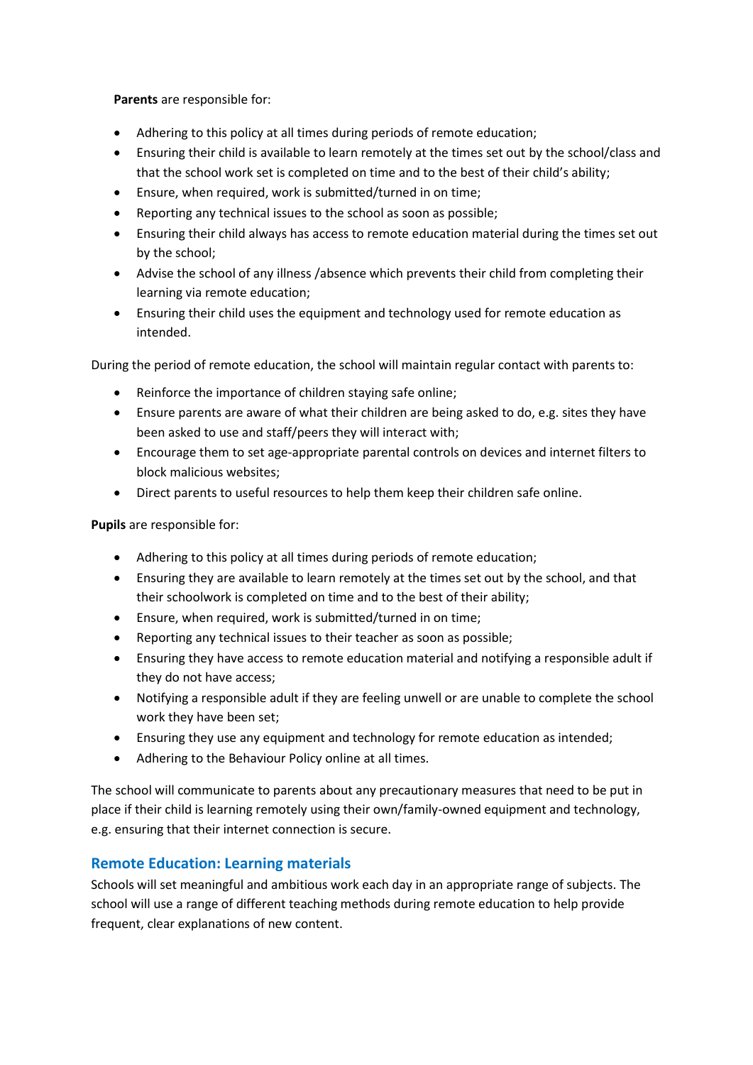**Parents** are responsible for:

- Adhering to this policy at all times during periods of remote education;
- Ensuring their child is available to learn remotely at the times set out by the school/class and that the school work set is completed on time and to the best of their child's ability;
- Ensure, when required, work is submitted/turned in on time;
- Reporting any technical issues to the school as soon as possible;
- Ensuring their child always has access to remote education material during the times set out by the school;
- Advise the school of any illness /absence which prevents their child from completing their learning via remote education;
- Ensuring their child uses the equipment and technology used for remote education as intended.

During the period of remote education, the school will maintain regular contact with parents to:

- Reinforce the importance of children staying safe online;
- Ensure parents are aware of what their children are being asked to do, e.g. sites they have been asked to use and staff/peers they will interact with;
- Encourage them to set age-appropriate parental controls on devices and internet filters to block malicious websites;
- Direct parents to useful resources to help them keep their children safe online.

**Pupils** are responsible for:

- Adhering to this policy at all times during periods of remote education;
- Ensuring they are available to learn remotely at the times set out by the school, and that their schoolwork is completed on time and to the best of their ability;
- Ensure, when required, work is submitted/turned in on time;
- Reporting any technical issues to their teacher as soon as possible;
- Ensuring they have access to remote education material and notifying a responsible adult if they do not have access;
- Notifying a responsible adult if they are feeling unwell or are unable to complete the school work they have been set;
- Ensuring they use any equipment and technology for remote education as intended;
- Adhering to the Behaviour Policy online at all times.

The school will communicate to parents about any precautionary measures that need to be put in place if their child is learning remotely using their own/family-owned equipment and technology, e.g. ensuring that their internet connection is secure.

## Remote Education: Learning materials

Schools will set meaningful and ambitious work each day in an appropriate range of subjects. The school will use a range of different teaching methods during remote education to help provide frequent, clear explanations of new content.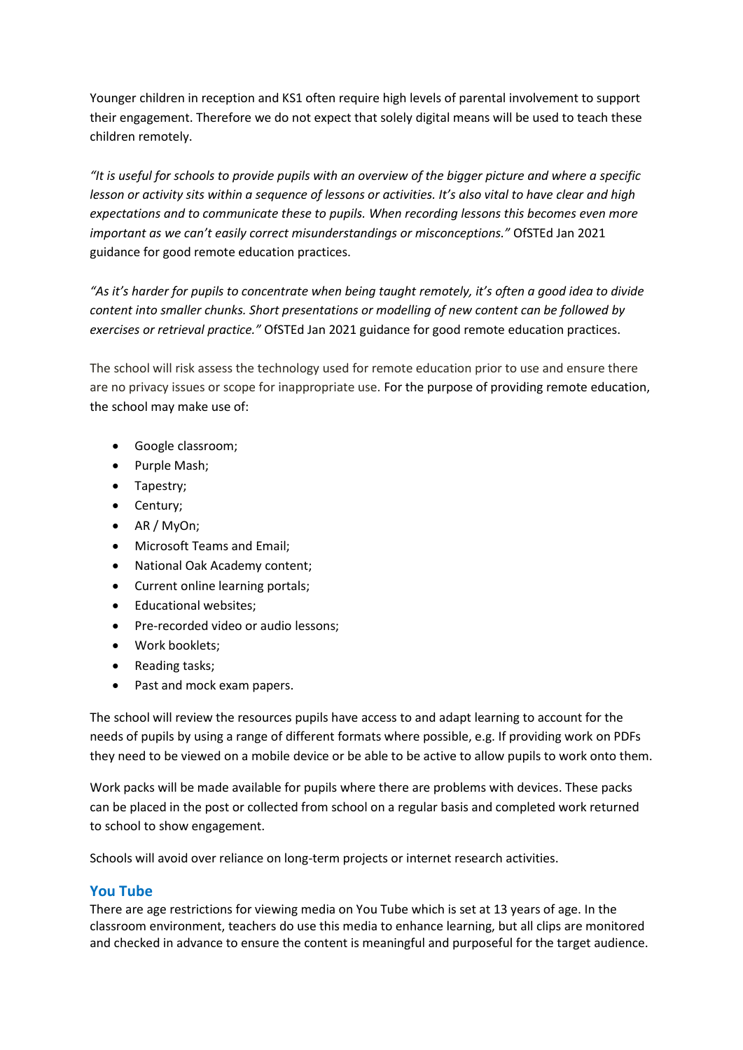Younger children in reception and KS1 often require high levels of parental involvement to support their engagement. Therefore we do not expect that solely digital means will be used to teach these children remotely.

*"It is useful for schools to provide pupils with an overview of the bigger picture and where a specific lesson or activity sits within a sequence of lessons or activities. It's also vital to have clear and high expectations and to communicate these to pupils. When recording lessons this becomes even more important as we can't easily correct misunderstandings or misconceptions."* OfSTEd Jan 2021 guidance for good remote education practices.

*"As it's harder for pupils to concentrate when being taught remotely, it's often a good idea to divide content into smaller chunks. Short presentations or modelling of new content can be followed by exercises or retrieval practice."* OfSTEd Jan 2021 guidance for good remote education practices.

The school will risk assess the technology used for remote education prior to use and ensure there are no privacy issues or scope for inappropriate use. For the purpose of providing remote education, the school may make use of:

- Google classroom;
- Purple Mash;
- Tapestry;
- Century;
- AR / MyOn;
- Microsoft Teams and Email;
- National Oak Academy content;
- Current online learning portals;
- Educational websites;
- Pre-recorded video or audio lessons;
- Work booklets;
- Reading tasks;
- Past and mock exam papers.

The school will review the resources pupils have access to and adapt learning to account for the needs of pupils by using a range of different formats where possible, e.g. If providing work on PDFs they need to be viewed on a mobile device or be able to be active to allow pupils to work onto them.

Work packs will be made available for pupils where there are problems with devices. These packs can be placed in the post or collected from school on a regular basis and completed work returned to school to show engagement.

Schools will avoid over reliance on long-term projects or internet research activities.

## You Tube

There are age restrictions for viewing media on You Tube which is set at 13 years of age. In the classroom environment, teachers do use this media to enhance learning, but all clips are monitored and checked in advance to ensure the content is meaningful and purposeful for the target audience.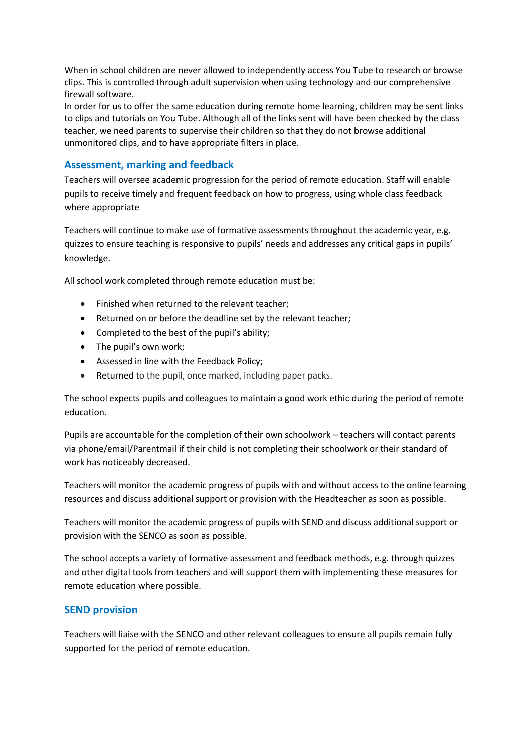When in school children are never allowed to independently access You Tube to research or browse clips. This is controlled through adult supervision when using technology and our comprehensive firewall software.
In order for us to offer the same education during remote home learning, children may be sent links to clips and tutorials on You Tube. Although all of the links sent will have been checked by the class teacher, we need parents to supervise their children so that they do not browse additional unmonitored clips, and to have appropriate filters in place.

## Assessment, marking and feedback

Teachers will oversee academic progression for the period of remote education. Staff will enable pupils to receive timely and frequent feedback on how to progress, using whole class feedback where appropriate

Teachers will continue to make use of formative assessments throughout the academic year, e.g. quizzes to ensure teaching is responsive to pupils' needs and addresses any critical gaps in pupils' knowledge.

All school work completed through remote education must be:

- Finished when returned to the relevant teacher;
- Returned on or before the deadline set by the relevant teacher;
- Completed to the best of the pupil's ability;
- The pupil's own work;
- Assessed in line with the Feedback Policy;
- Returned to the pupil, once marked, including paper packs.

The school expects pupils and colleagues to maintain a good work ethic during the period of remote education.

Pupils are accountable for the completion of their own schoolwork – teachers will contact parents via phone/email/Parentmail if their child is not completing their schoolwork or their standard of work has noticeably decreased.

Teachers will monitor the academic progress of pupils with and without access to the online learning resources and discuss additional support or provision with the Headteacher as soon as possible.

Teachers will monitor the academic progress of pupils with SEND and discuss additional support or provision with the SENCO as soon as possible.

The school accepts a variety of formative assessment and feedback methods, e.g. through quizzes and other digital tools from teachers and will support them with implementing these measures for remote education where possible.

## SEND provision

Teachers will liaise with the SENCO and other relevant colleagues to ensure all pupils remain fully supported for the period of remote education.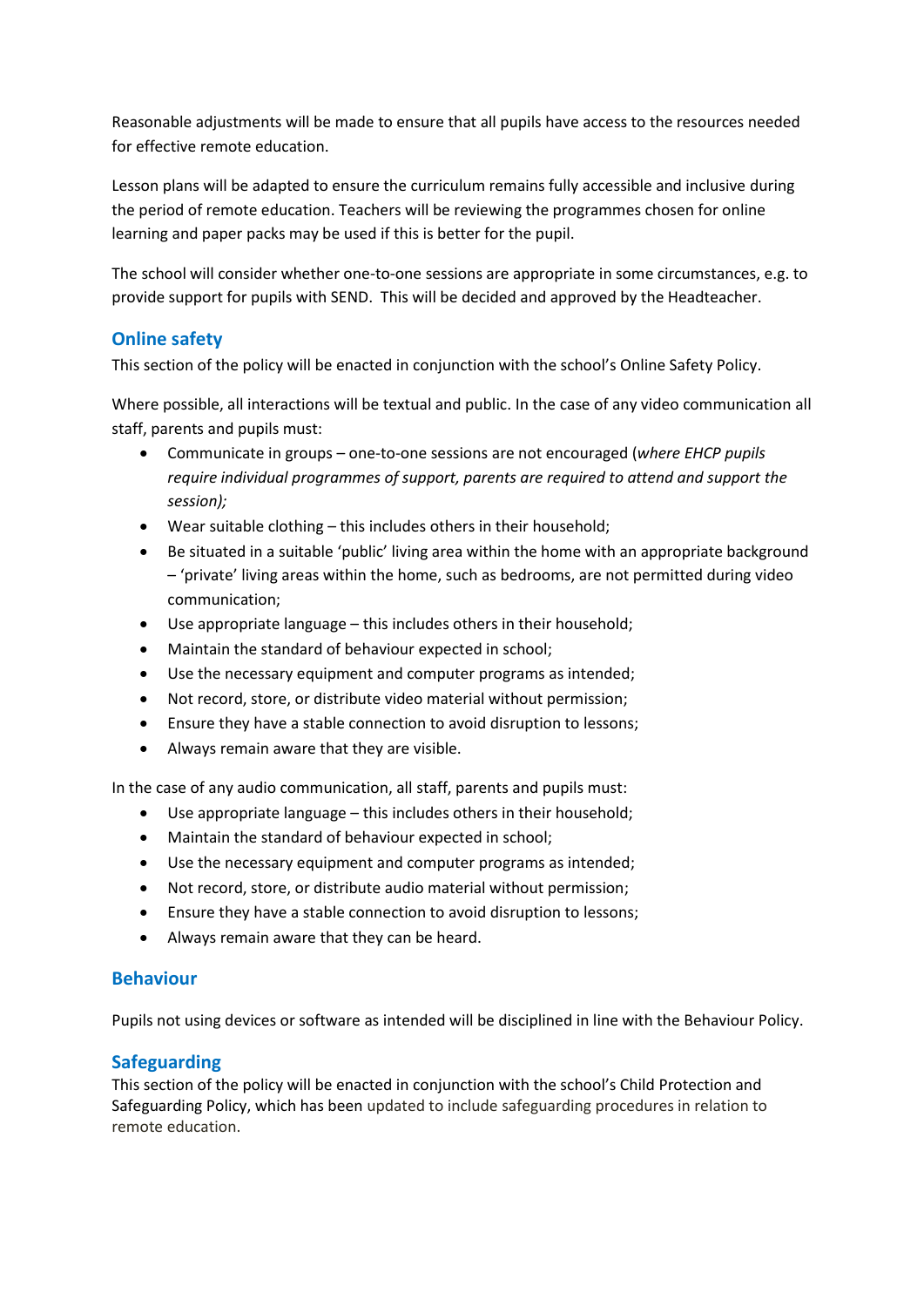Reasonable adjustments will be made to ensure that all pupils have access to the resources needed for effective remote education.

Lesson plans will be adapted to ensure the curriculum remains fully accessible and inclusive during the period of remote education. Teachers will be reviewing the programmes chosen for online learning and paper packs may be used if this is better for the pupil.

The school will consider whether one-to-one sessions are appropriate in some circumstances, e.g. to provide support for pupils with SEND. This will be decided and approved by the Headteacher.

## Online safety

This section of the policy will be enacted in conjunction with the school's Online Safety Policy.

Where possible, all interactions will be textual and public. In the case of any video communication all staff, parents and pupils must:

- Communicate in groups – one-to-one sessions are not encouraged (*where EHCP pupils require individual programmes of support, parents are required to attend and support the session);*
- Wear suitable clothing – this includes others in their household;
- Be situated in a suitable 'public' living area within the home with an appropriate background – 'private' living areas within the home, such as bedrooms, are not permitted during video communication;
- Use appropriate language – this includes others in their household;
- Maintain the standard of behaviour expected in school;
- Use the necessary equipment and computer programs as intended;
- Not record, store, or distribute video material without permission;
- Ensure they have a stable connection to avoid disruption to lessons;
- Always remain aware that they are visible.

In the case of any audio communication, all staff, parents and pupils must:

- Use appropriate language – this includes others in their household;
- Maintain the standard of behaviour expected in school;
- Use the necessary equipment and computer programs as intended;
- Not record, store, or distribute audio material without permission;
- Ensure they have a stable connection to avoid disruption to lessons;
- Always remain aware that they can be heard.

## Behaviour

Pupils not using devices or software as intended will be disciplined in line with the Behaviour Policy.

## Safeguarding

This section of the policy will be enacted in conjunction with the school's Child Protection and Safeguarding Policy, which has been updated to include safeguarding procedures in relation to remote education.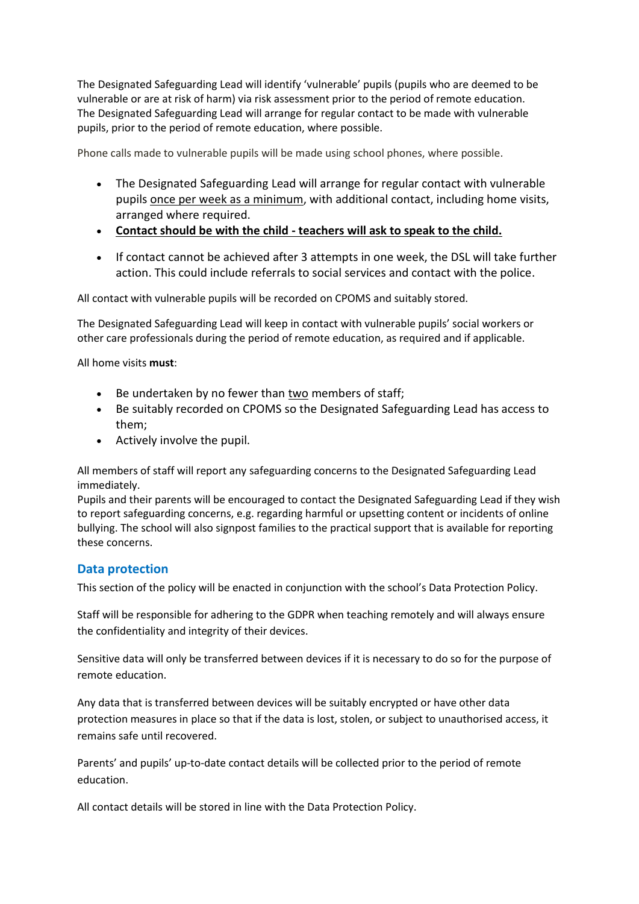The Designated Safeguarding Lead will identify 'vulnerable' pupils (pupils who are deemed to be vulnerable or are at risk of harm) via risk assessment prior to the period of remote education. The Designated Safeguarding Lead will arrange for regular contact to be made with vulnerable pupils, prior to the period of remote education, where possible.

Phone calls made to vulnerable pupils will be made using school phones, where possible.

- The Designated Safeguarding Lead will arrange for regular contact with vulnerable pupils <u>once per week as a minimum</u>, with additional contact, including home visits, arranged where required.
- **<u>Contact should be with the child - teachers will ask to speak to the child.</u>**
- If contact cannot be achieved after 3 attempts in one week, the DSL will take further action. This could include referrals to social services and contact with the police.

All contact with vulnerable pupils will be recorded on CPOMS and suitably stored.

The Designated Safeguarding Lead will keep in contact with vulnerable pupils' social workers or other care professionals during the period of remote education, as required and if applicable.

All home visits **must**:

- Be undertaken by no fewer than <u>two</u> members of staff;
- Be suitably recorded on CPOMS so the Designated Safeguarding Lead has access to them;
- Actively involve the pupil.

All members of staff will report any safeguarding concerns to the Designated Safeguarding Lead immediately.
Pupils and their parents will be encouraged to contact the Designated Safeguarding Lead if they wish to report safeguarding concerns, e.g. regarding harmful or upsetting content or incidents of online bullying. The school will also signpost families to the practical support that is available for reporting these concerns.

## Data protection

This section of the policy will be enacted in conjunction with the school's Data Protection Policy.

Staff will be responsible for adhering to the GDPR when teaching remotely and will always ensure the confidentiality and integrity of their devices.

Sensitive data will only be transferred between devices if it is necessary to do so for the purpose of remote education.

Any data that is transferred between devices will be suitably encrypted or have other data protection measures in place so that if the data is lost, stolen, or subject to unauthorised access, it remains safe until recovered.

Parents' and pupils' up-to-date contact details will be collected prior to the period of remote education.

All contact details will be stored in line with the Data Protection Policy.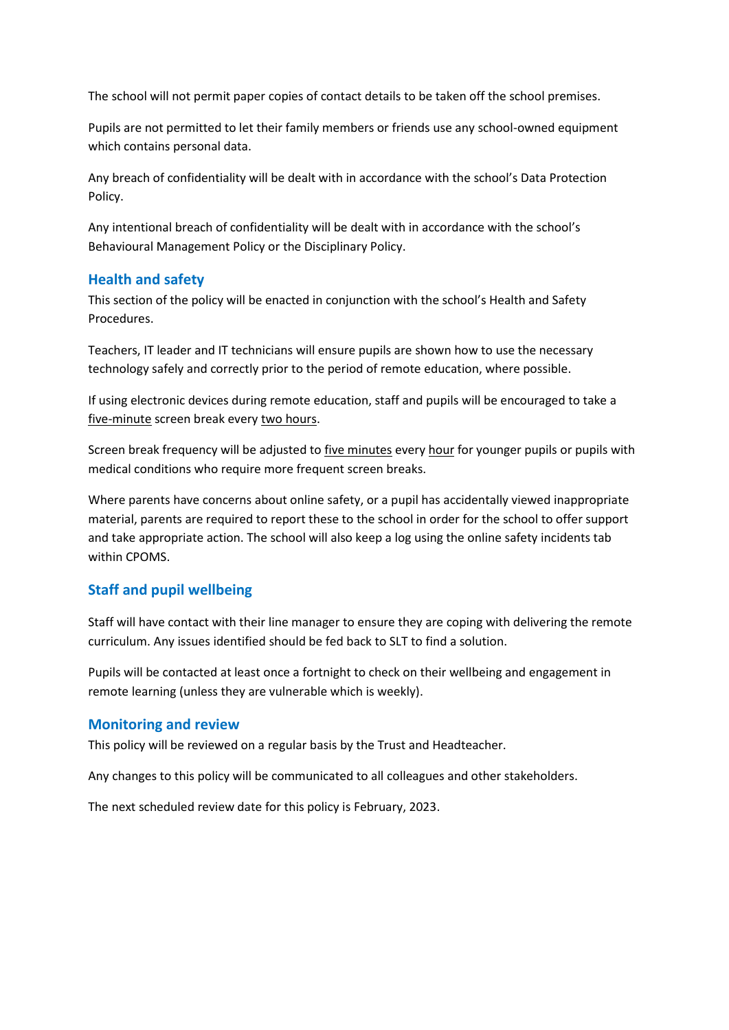The school will not permit paper copies of contact details to be taken off the school premises.

Pupils are not permitted to let their family members or friends use any school-owned equipment which contains personal data.

Any breach of confidentiality will be dealt with in accordance with the school's Data Protection Policy.

Any intentional breach of confidentiality will be dealt with in accordance with the school's Behavioural Management Policy or the Disciplinary Policy.

## Health and safety

This section of the policy will be enacted in conjunction with the school's Health and Safety Procedures.

Teachers, IT leader and IT technicians will ensure pupils are shown how to use the necessary technology safely and correctly prior to the period of remote education, where possible.

If using electronic devices during remote education, staff and pupils will be encouraged to take a five-minute screen break every two hours.

Screen break frequency will be adjusted to five minutes every hour for younger pupils or pupils with medical conditions who require more frequent screen breaks.

Where parents have concerns about online safety, or a pupil has accidentally viewed inappropriate material, parents are required to report these to the school in order for the school to offer support and take appropriate action. The school will also keep a log using the online safety incidents tab within CPOMS.

## Staff and pupil wellbeing

Staff will have contact with their line manager to ensure they are coping with delivering the remote curriculum. Any issues identified should be fed back to SLT to find a solution.

Pupils will be contacted at least once a fortnight to check on their wellbeing and engagement in remote learning (unless they are vulnerable which is weekly).

## Monitoring and review

This policy will be reviewed on a regular basis by the Trust and Headteacher.

Any changes to this policy will be communicated to all colleagues and other stakeholders.

The next scheduled review date for this policy is February, 2023.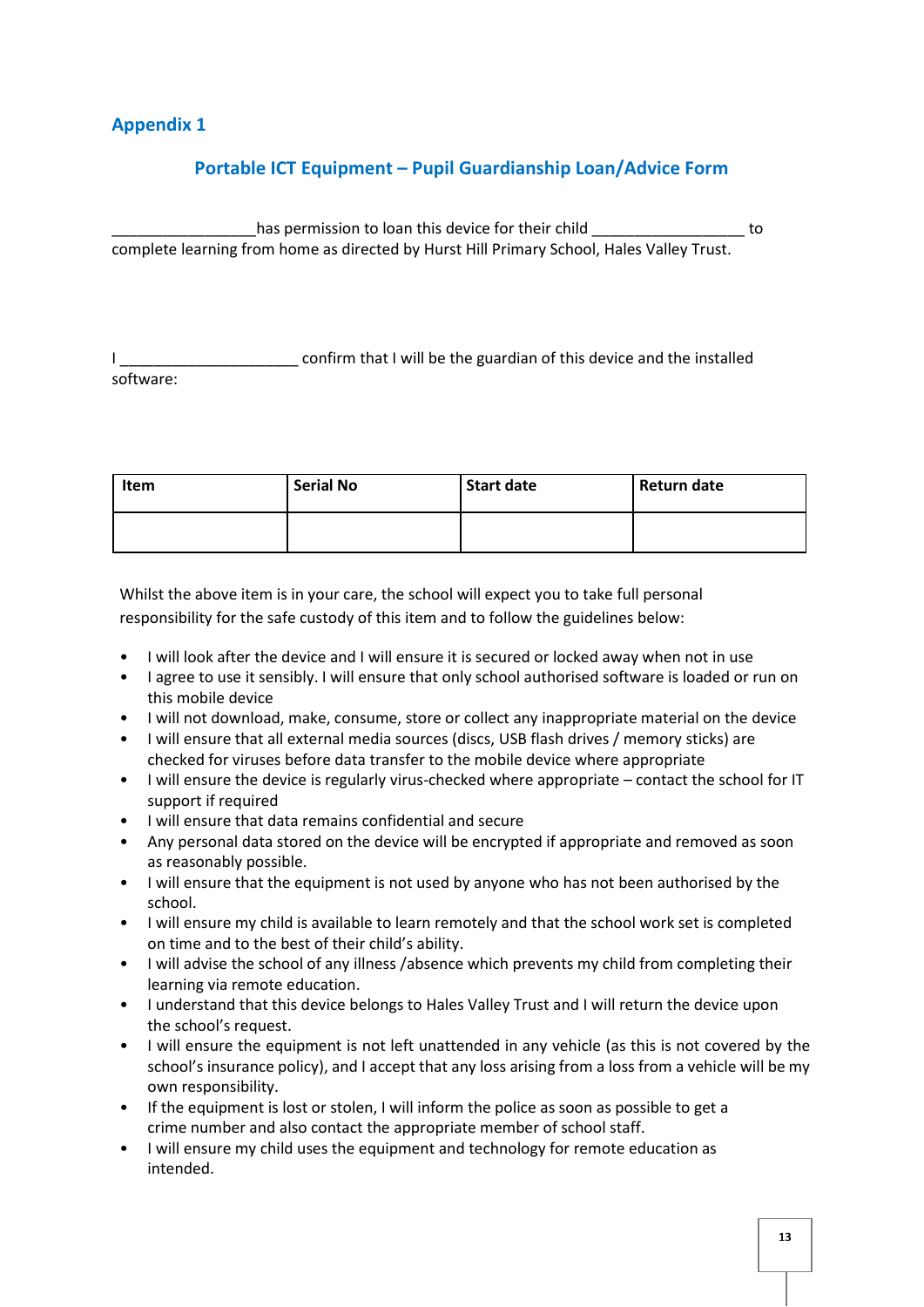## Appendix 1

### Portable ICT Equipment – Pupil Guardianship Loan/Advice Form

_________________has permission to loan this device for their child __________________ to complete learning from home as directed by Hurst Hill Primary School, Hales Valley Trust.

I _____________________ confirm that I will be the guardian of this device and the installed software:

| Item | Serial No | Start date | Return date |
|---|---|---|---|
| | | | |

Whilst the above item is in your care, the school will expect you to take full personal responsibility for the safe custody of this item and to follow the guidelines below:

- I will look after the device and I will ensure it is secured or locked away when not in use
- I agree to use it sensibly. I will ensure that only school authorised software is loaded or run on this mobile device
- I will not download, make, consume, store or collect any inappropriate material on the device
- I will ensure that all external media sources (discs, USB flash drives / memory sticks) are checked for viruses before data transfer to the mobile device where appropriate
- I will ensure the device is regularly virus-checked where appropriate – contact the school for IT support if required
- I will ensure that data remains confidential and secure
- Any personal data stored on the device will be encrypted if appropriate and removed as soon as reasonably possible.
- I will ensure that the equipment is not used by anyone who has not been authorised by the school.
- I will ensure my child is available to learn remotely and that the school work set is completed on time and to the best of their child's ability.
- I will advise the school of any illness /absence which prevents my child from completing their learning via remote education.
- I understand that this device belongs to Hales Valley Trust and I will return the device upon the school's request.
- I will ensure the equipment is not left unattended in any vehicle (as this is not covered by the school's insurance policy), and I accept that any loss arising from a loss from a vehicle will be my own responsibility.
- If the equipment is lost or stolen, I will inform the police as soon as possible to get a crime number and also contact the appropriate member of school staff.
- I will ensure my child uses the equipment and technology for remote education as intended.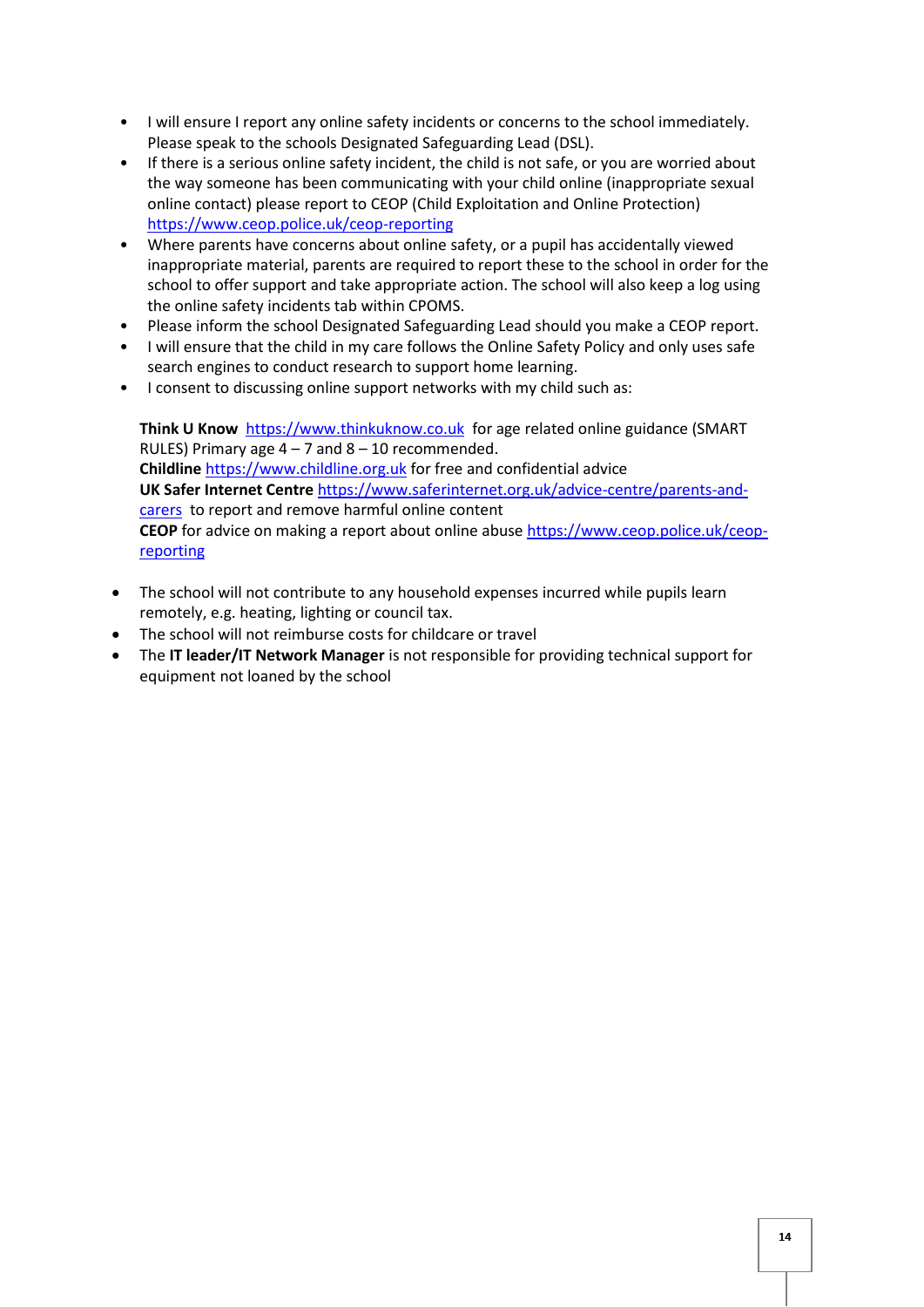- I will ensure I report any online safety incidents or concerns to the school immediately. Please speak to the schools Designated Safeguarding Lead (DSL).
- If there is a serious online safety incident, the child is not safe, or you are worried about the way someone has been communicating with your child online (inappropriate sexual online contact) please report to CEOP (Child Exploitation and Online Protection) https://www.ceop.police.uk/ceop-reporting
- Where parents have concerns about online safety, or a pupil has accidentally viewed inappropriate material, parents are required to report these to the school in order for the school to offer support and take appropriate action. The school will also keep a log using the online safety incidents tab within CPOMS.
- Please inform the school Designated Safeguarding Lead should you make a CEOP report.
- I will ensure that the child in my care follows the Online Safety Policy and only uses safe search engines to conduct research to support home learning.
- I consent to discussing online support networks with my child such as:

  **Think U Know** https://www.thinkuknow.co.uk for age related online guidance (SMART RULES) Primary age 4 – 7 and 8 – 10 recommended.
  **Childline** https://www.childline.org.uk for free and confidential advice
  **UK Safer Internet Centre** https://www.saferinternet.org.uk/advice-centre/parents-and-carers to report and remove harmful online content
  **CEOP** for advice on making a report about online abuse https://www.ceop.police.uk/ceop-reporting

- The school will not contribute to any household expenses incurred while pupils learn remotely, e.g. heating, lighting or council tax.
- The school will not reimburse costs for childcare or travel
- The **IT leader/IT Network Manager** is not responsible for providing technical support for equipment not loaned by the school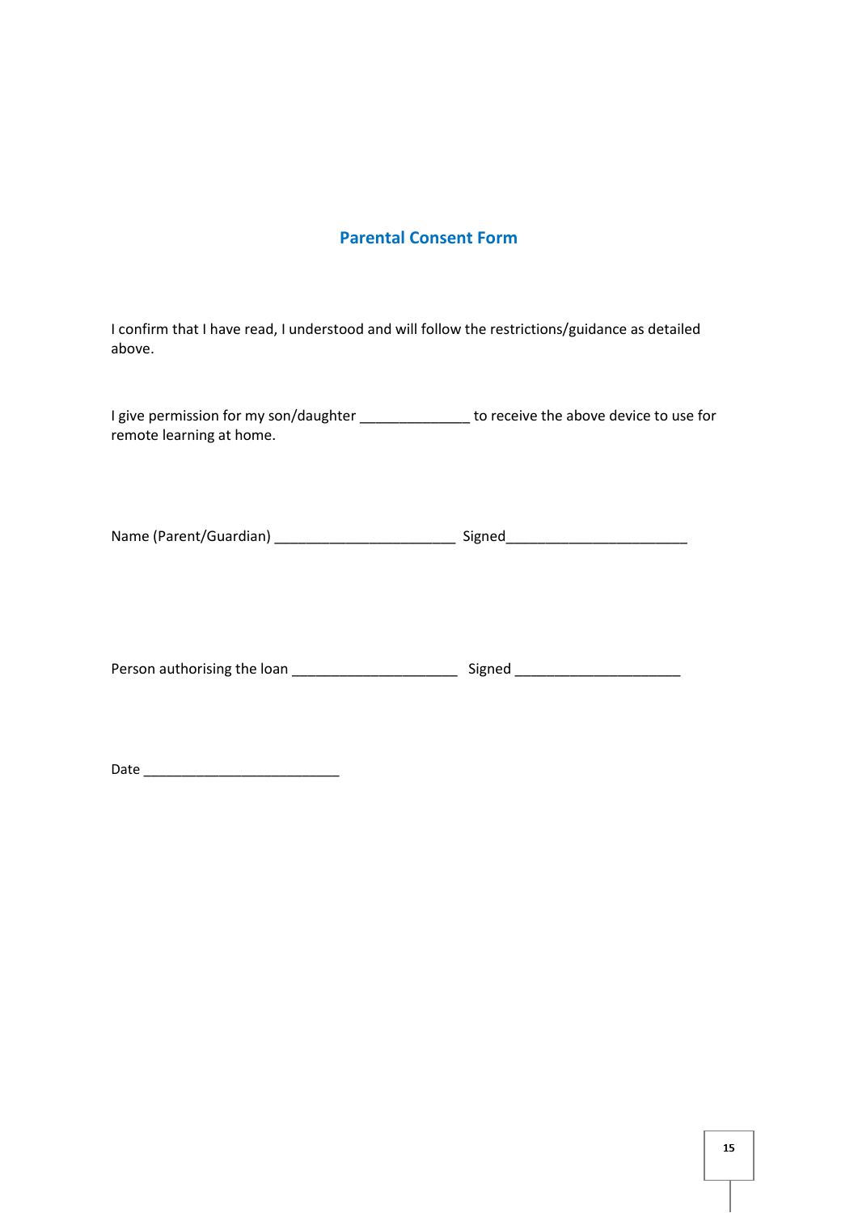## Parental Consent Form

I confirm that I have read, I understood and will follow the restrictions/guidance as detailed above.

I give permission for my son/daughter ______________ to receive the above device to use for remote learning at home.

Name (Parent/Guardian) _______________________ Signed_______________________

Person authorising the loan _____________________ Signed _____________________

Date _________________________